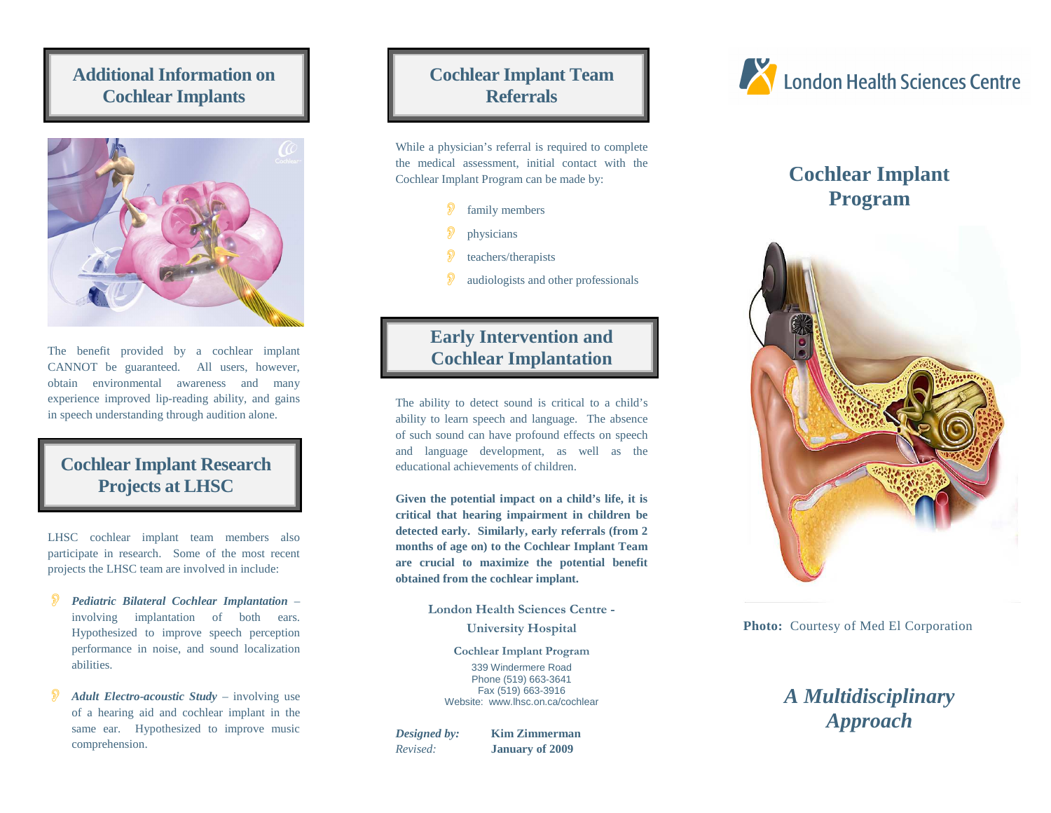## Additional Information on Cochlear Implants

The benefit provided by a cochlear implant CANNOT be guaranteed. All users, however, obtain environmental awareness and many experience improved lip-reading ability, and gains in speech understanding through audition alone.

## Cochlear Implant Research Projects at LHSC

LHSC cochlear implant team members also participate in research. Some of the most recent projects the LHSC team are involved in include:

- ***Pediatric Bilateral Cochlear Implantation*** – involving implantation of both ears. Hypothesized to improve speech perception performance in noise, and sound localization abilities.
- ***Adult Electro-acoustic Study*** – involving use of a hearing aid and cochlear implant in the same ear. Hypothesized to improve music comprehension.

## Cochlear Implant Team Referrals

While a physician's referral is required to complete the medical assessment, initial contact with the Cochlear Implant Program can be made by:

- family members
- physicians
- teachers/therapists
- audiologists and other professionals

## Early Intervention and Cochlear Implantation

The ability to detect sound is critical to a child's ability to learn speech and language. The absence of such sound can have profound effects on speech and language development, as well as the educational achievements of children.

**Given the potential impact on a child's life, it is critical that hearing impairment in children be detected early. Similarly, early referrals (from 2 months of age on) to the Cochlear Implant Team are crucial to maximize the potential benefit obtained from the cochlear implant.**

**London Health Sciences Centre - University Hospital**

**Cochlear Implant Program**

339 Windermere Road
Phone (519) 663-3641
Fax (519) 663-3916
Website: www.lhsc.on.ca/cochlear

*Designed by:* **Kim Zimmerman**
*Revised:* **January of 2009**

London Health Sciences Centre

# Cochlear Implant Program

**Photo:** Courtesy of Med El Corporation

## *A Multidisciplinary Approach*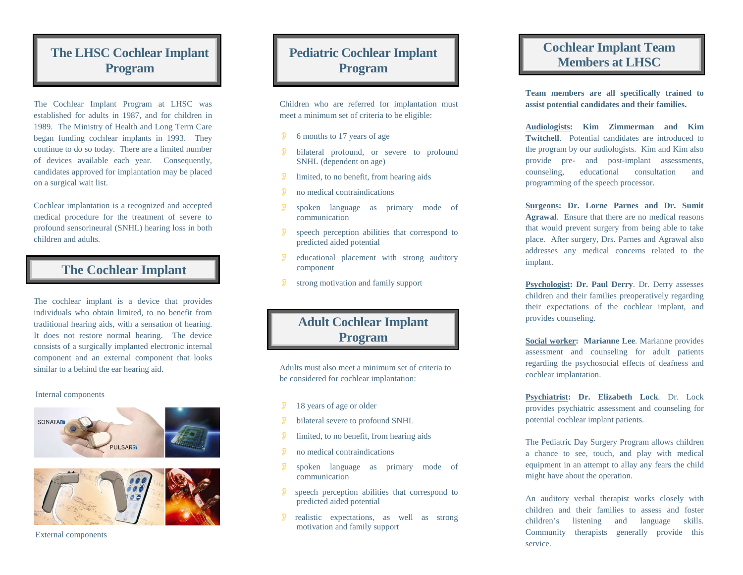## The LHSC Cochlear Implant Program

The Cochlear Implant Program at LHSC was established for adults in 1987, and for children in 1989. The Ministry of Health and Long Term Care began funding cochlear implants in 1993. They continue to do so today. There are a limited number of devices available each year. Consequently, candidates approved for implantation may be placed on a surgical wait list.

Cochlear implantation is a recognized and accepted medical procedure for the treatment of severe to profound sensorineural (SNHL) hearing loss in both children and adults.

## The Cochlear Implant

The cochlear implant is a device that provides individuals who obtain limited, to no benefit from traditional hearing aids, with a sensation of hearing. It does not restore normal hearing. The device consists of a surgically implanted electronic internal component and an external component that looks similar to a behind the ear hearing aid.

Internal components

External components

## Pediatric Cochlear Implant Program

Children who are referred for implantation must meet a minimum set of criteria to be eligible:

- 6 months to 17 years of age
- bilateral profound, or severe to profound SNHL (dependent on age)
- limited, to no benefit, from hearing aids
- no medical contraindications
- spoken language as primary mode of communication
- speech perception abilities that correspond to predicted aided potential
- educational placement with strong auditory component
- strong motivation and family support

## Adult Cochlear Implant Program

Adults must also meet a minimum set of criteria to be considered for cochlear implantation:

- 18 years of age or older
- bilateral severe to profound SNHL
- limited, to no benefit, from hearing aids
- no medical contraindications
- spoken language as primary mode of communication
- speech perception abilities that correspond to predicted aided potential
- realistic expectations, as well as strong motivation and family support

## Cochlear Implant Team Members at LHSC

**Team members are all specifically trained to assist potential candidates and their families.**

**Audiologists: Kim Zimmerman and Kim Twitchell**. Potential candidates are introduced to the program by our audiologists. Kim and Kim also provide pre- and post-implant assessments, counseling, educational consultation and programming of the speech processor.

**Surgeons: Dr. Lorne Parnes and Dr. Sumit Agrawal**. Ensure that there are no medical reasons that would prevent surgery from being able to take place. After surgery, Drs. Parnes and Agrawal also addresses any medical concerns related to the implant.

**Psychologist: Dr. Paul Derry**. Dr. Derry assesses children and their families preoperatively regarding their expectations of the cochlear implant, and provides counseling.

**Social worker: Marianne Lee**. Marianne provides assessment and counseling for adult patients regarding the psychosocial effects of deafness and cochlear implantation.

**Psychiatrist: Dr. Elizabeth Lock**. Dr. Lock provides psychiatric assessment and counseling for potential cochlear implant patients.

The Pediatric Day Surgery Program allows children a chance to see, touch, and play with medical equipment in an attempt to allay any fears the child might have about the operation.

An auditory verbal therapist works closely with children and their families to assess and foster children's listening and language skills. Community therapists generally provide this service.